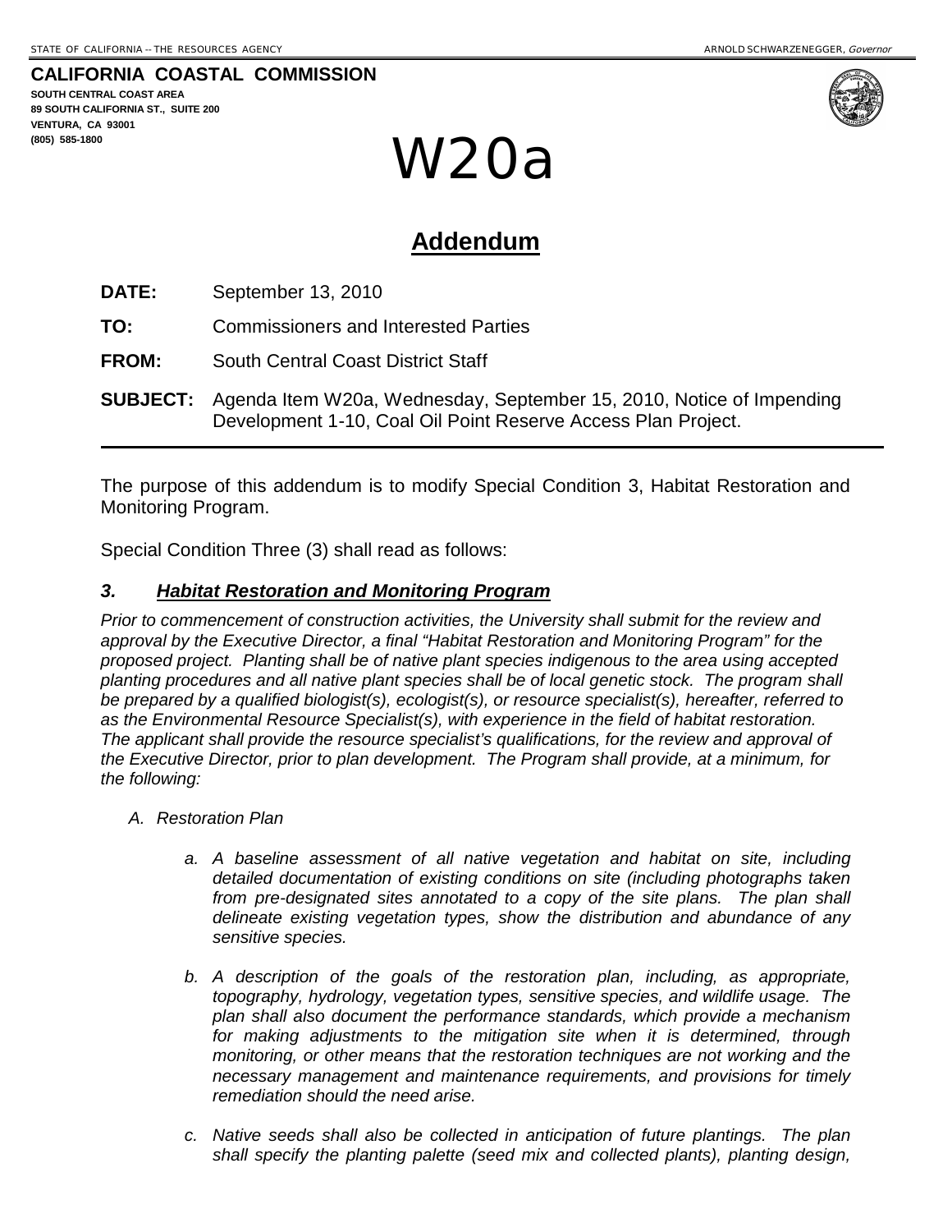STATE OF CALIFORNIA -- THE RESOURCES AGENCY ARNOLD SCHWARZENEGGER, *Governor*

**CALIFORNIA COASTAL COMMISSION**
**SOUTH CENTRAL COAST AREA**
**89 SOUTH CALIFORNIA ST., SUITE 200**
**VENTURA, CA 93001**
**(805) 585-1800**

# W20a

## Addendum

**DATE:** September 13, 2010

**TO:** Commissioners and Interested Parties

**FROM:** South Central Coast District Staff

**SUBJECT:** Agenda Item W20a, Wednesday, September 15, 2010, Notice of Impending Development 1-10, Coal Oil Point Reserve Access Plan Project.

---

The purpose of this addendum is to modify Special Condition 3, Habitat Restoration and Monitoring Program.

Special Condition Three (3) shall read as follows:

### *3. Habitat Restoration and Monitoring Program*

*Prior to commencement of construction activities, the University shall submit for the review and approval by the Executive Director, a final "Habitat Restoration and Monitoring Program" for the proposed project. Planting shall be of native plant species indigenous to the area using accepted planting procedures and all native plant species shall be of local genetic stock. The program shall be prepared by a qualified biologist(s), ecologist(s), or resource specialist(s), hereafter, referred to as the Environmental Resource Specialist(s), with experience in the field of habitat restoration. The applicant shall provide the resource specialist's qualifications, for the review and approval of the Executive Director, prior to plan development. The Program shall provide, at a minimum, for the following:*

*A. Restoration Plan*

*a. A baseline assessment of all native vegetation and habitat on site, including detailed documentation of existing conditions on site (including photographs taken from pre-designated sites annotated to a copy of the site plans. The plan shall delineate existing vegetation types, show the distribution and abundance of any sensitive species.*

*b. A description of the goals of the restoration plan, including, as appropriate, topography, hydrology, vegetation types, sensitive species, and wildlife usage. The plan shall also document the performance standards, which provide a mechanism for making adjustments to the mitigation site when it is determined, through monitoring, or other means that the restoration techniques are not working and the necessary management and maintenance requirements, and provisions for timely remediation should the need arise.*

*c. Native seeds shall also be collected in anticipation of future plantings. The plan shall specify the planting palette (seed mix and collected plants), planting design,*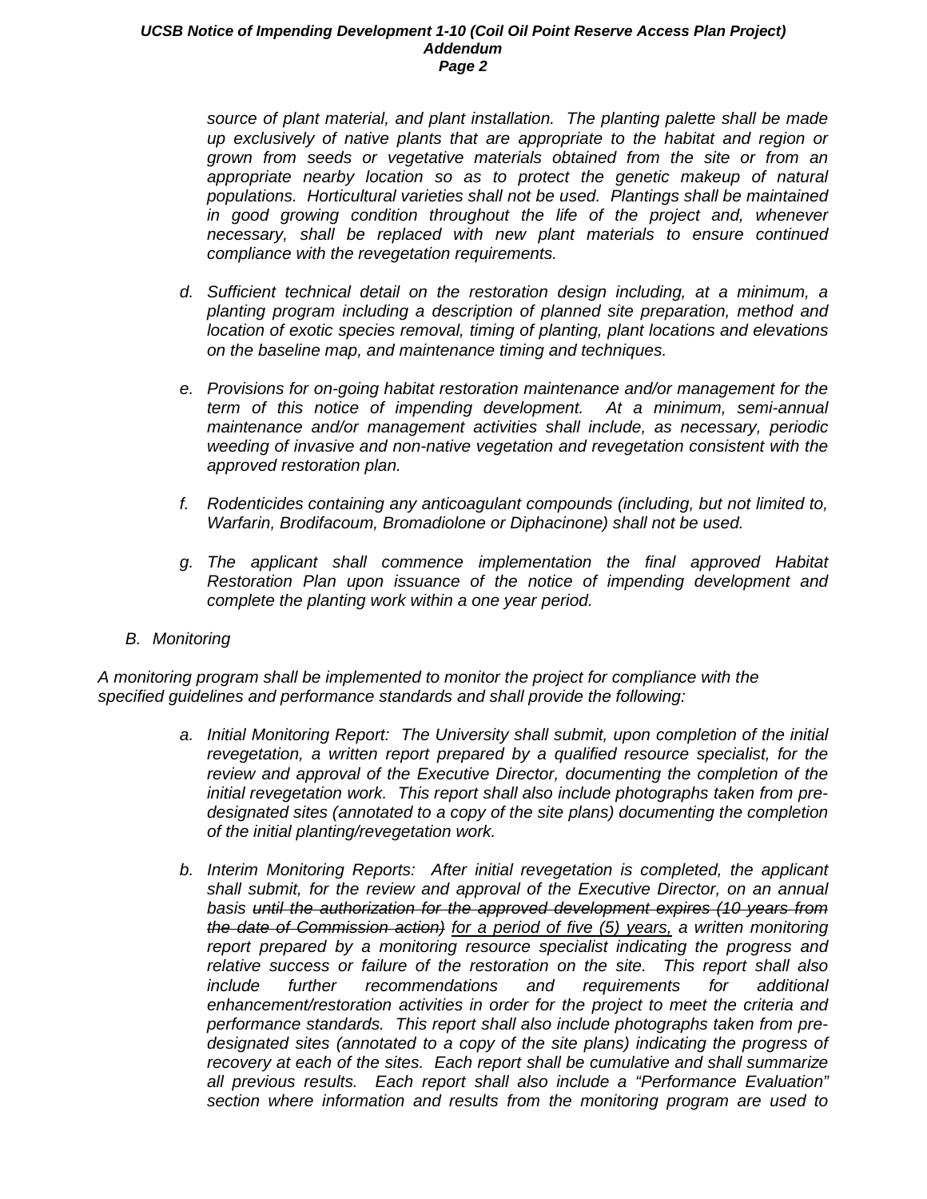*source of plant material, and plant installation. The planting palette shall be made up exclusively of native plants that are appropriate to the habitat and region or grown from seeds or vegetative materials obtained from the site or from an appropriate nearby location so as to protect the genetic makeup of natural populations. Horticultural varieties shall not be used. Plantings shall be maintained in good growing condition throughout the life of the project and, whenever necessary, shall be replaced with new plant materials to ensure continued compliance with the revegetation requirements.*

d. *Sufficient technical detail on the restoration design including, at a minimum, a planting program including a description of planned site preparation, method and location of exotic species removal, timing of planting, plant locations and elevations on the baseline map, and maintenance timing and techniques.*

e. *Provisions for on-going habitat restoration maintenance and/or management for the term of this notice of impending development. At a minimum, semi-annual maintenance and/or management activities shall include, as necessary, periodic weeding of invasive and non-native vegetation and revegetation consistent with the approved restoration plan.*

f. *Rodenticides containing any anticoagulant compounds (including, but not limited to, Warfarin, Brodifacoum, Bromadiolone or Diphacinone) shall not be used.*

g. *The applicant shall commence implementation the final approved Habitat Restoration Plan upon issuance of the notice of impending development and complete the planting work within a one year period.*

B. *Monitoring*

*A monitoring program shall be implemented to monitor the project for compliance with the specified guidelines and performance standards and shall provide the following:*

a. *Initial Monitoring Report: The University shall submit, upon completion of the initial revegetation, a written report prepared by a qualified resource specialist, for the review and approval of the Executive Director, documenting the completion of the initial revegetation work. This report shall also include photographs taken from pre-designated sites (annotated to a copy of the site plans) documenting the completion of the initial planting/revegetation work.*

b. *Interim Monitoring Reports: After initial revegetation is completed, the applicant shall submit, for the review and approval of the Executive Director, on an annual basis ~~until the authorization for the approved development expires (10 years from the date of Commission action)~~ <u>for a period of five (5) years,</u> a written monitoring report prepared by a monitoring resource specialist indicating the progress and relative success or failure of the restoration on the site. This report shall also include further recommendations and requirements for additional enhancement/restoration activities in order for the project to meet the criteria and performance standards. This report shall also include photographs taken from pre-designated sites (annotated to a copy of the site plans) indicating the progress of recovery at each of the sites. Each report shall be cumulative and shall summarize all previous results. Each report shall also include a "Performance Evaluation" section where information and results from the monitoring program are used to*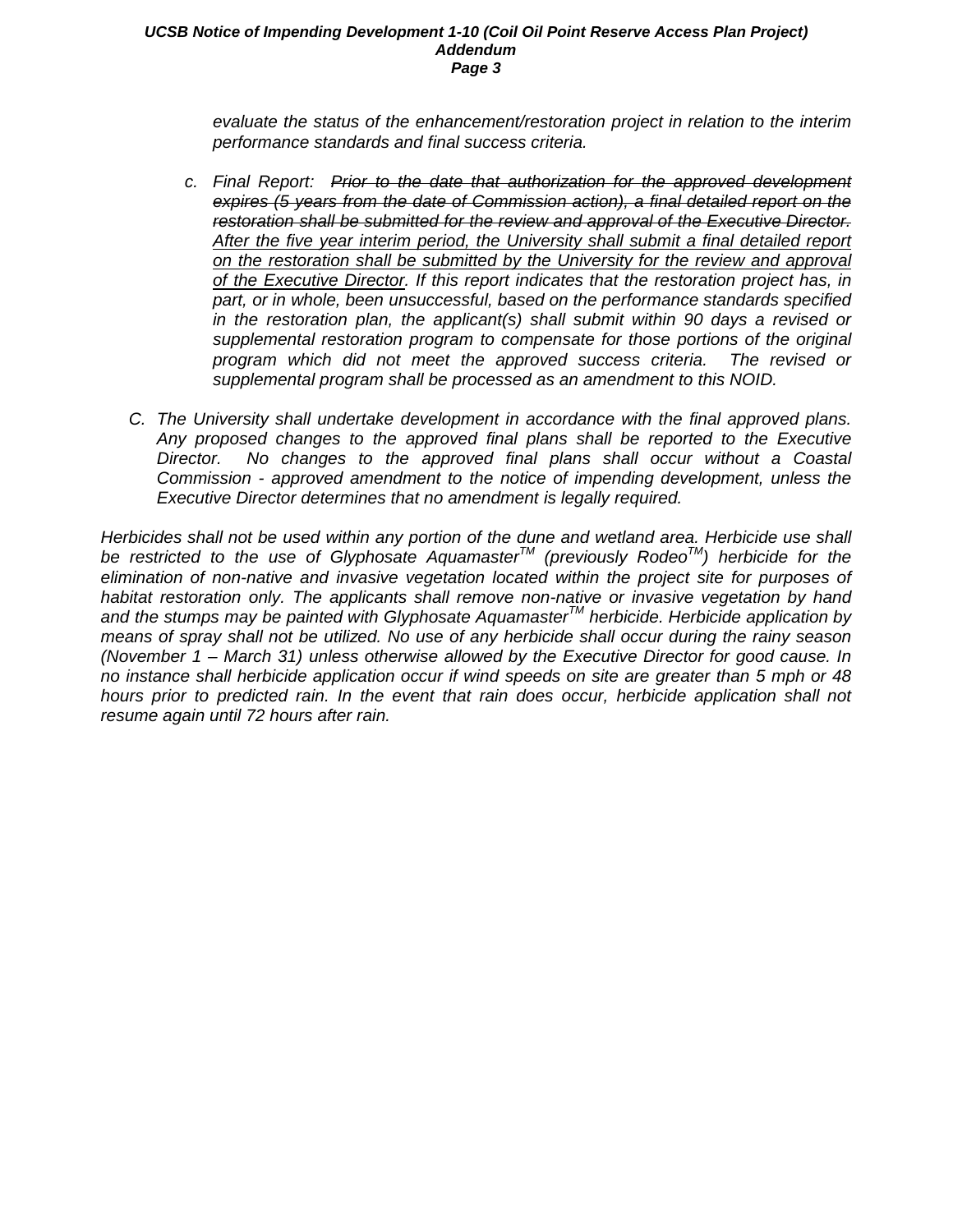*evaluate the status of the enhancement/restoration project in relation to the interim performance standards and final success criteria.*

c. *Final Report:* ~~*Prior to the date that authorization for the approved development expires (5 years from the date of Commission action), a final detailed report on the restoration shall be submitted for the review and approval of the Executive Director.*~~ <u>*After the five year interim period, the University shall submit a final detailed report on the restoration shall be submitted by the University for the review and approval of the Executive Director*</u>*. If this report indicates that the restoration project has, in part, or in whole, been unsuccessful, based on the performance standards specified in the restoration plan, the applicant(s) shall submit within 90 days a revised or supplemental restoration program to compensate for those portions of the original program which did not meet the approved success criteria. The revised or supplemental program shall be processed as an amendment to this NOID.*

C. *The University shall undertake development in accordance with the final approved plans. Any proposed changes to the approved final plans shall be reported to the Executive Director. No changes to the approved final plans shall occur without a Coastal Commission - approved amendment to the notice of impending development, unless the Executive Director determines that no amendment is legally required.*

*Herbicides shall not be used within any portion of the dune and wetland area. Herbicide use shall be restricted to the use of Glyphosate Aquamaster™ (previously Rodeo™) herbicide for the elimination of non-native and invasive vegetation located within the project site for purposes of habitat restoration only. The applicants shall remove non-native or invasive vegetation by hand and the stumps may be painted with Glyphosate Aquamaster™ herbicide. Herbicide application by means of spray shall not be utilized. No use of any herbicide shall occur during the rainy season (November 1 – March 31) unless otherwise allowed by the Executive Director for good cause. In no instance shall herbicide application occur if wind speeds on site are greater than 5 mph or 48 hours prior to predicted rain. In the event that rain does occur, herbicide application shall not resume again until 72 hours after rain.*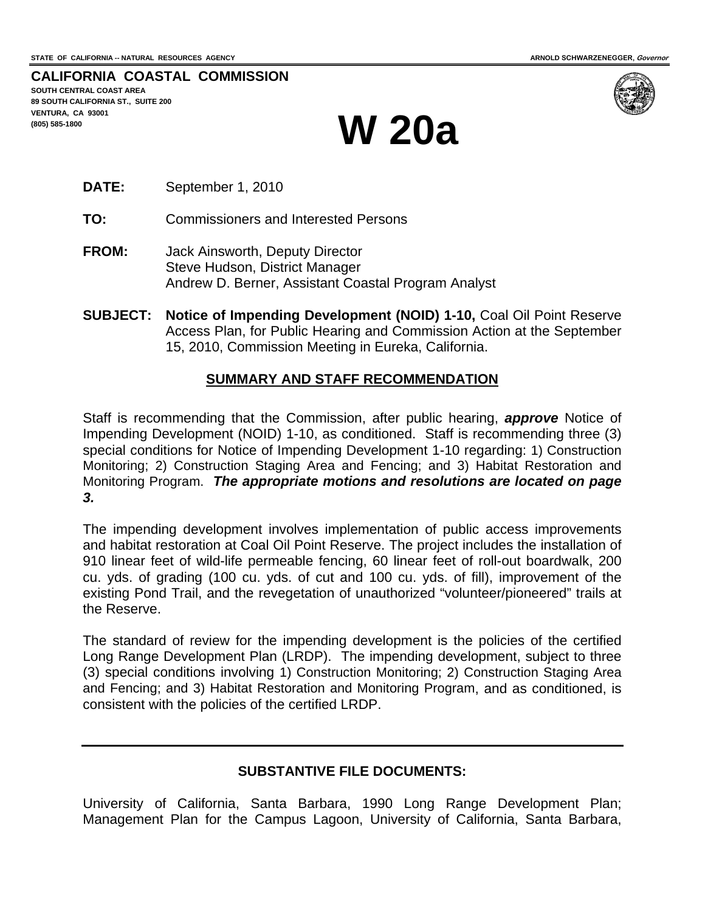STATE OF CALIFORNIA -- NATURAL RESOURCES AGENCY

ARNOLD SCHWARZENEGGER, *Governor*

**CALIFORNIA COASTAL COMMISSION**
**SOUTH CENTRAL COAST AREA**
**89 SOUTH CALIFORNIA ST., SUITE 200**
**VENTURA, CA 93001**
**(805) 585-1800**

# W 20a

**DATE:** September 1, 2010

**TO:** Commissioners and Interested Persons

**FROM:** Jack Ainsworth, Deputy Director
Steve Hudson, District Manager
Andrew D. Berner, Assistant Coastal Program Analyst

**SUBJECT:** **Notice of Impending Development (NOID) 1-10,** Coal Oil Point Reserve Access Plan, for Public Hearing and Commission Action at the September 15, 2010, Commission Meeting in Eureka, California.

## SUMMARY AND STAFF RECOMMENDATION

Staff is recommending that the Commission, after public hearing, ***approve*** Notice of Impending Development (NOID) 1-10, as conditioned. Staff is recommending three (3) special conditions for Notice of Impending Development 1-10 regarding: 1) Construction Monitoring; 2) Construction Staging Area and Fencing; and 3) Habitat Restoration and Monitoring Program. ***The appropriate motions and resolutions are located on page 3.***

The impending development involves implementation of public access improvements and habitat restoration at Coal Oil Point Reserve. The project includes the installation of 910 linear feet of wild-life permeable fencing, 60 linear feet of roll-out boardwalk, 200 cu. yds. of grading (100 cu. yds. of cut and 100 cu. yds. of fill), improvement of the existing Pond Trail, and the revegetation of unauthorized "volunteer/pioneered" trails at the Reserve.

The standard of review for the impending development is the policies of the certified Long Range Development Plan (LRDP). The impending development, subject to three (3) special conditions involving 1) Construction Monitoring; 2) Construction Staging Area and Fencing; and 3) Habitat Restoration and Monitoring Program, and as conditioned, is consistent with the policies of the certified LRDP.

---

**SUBSTANTIVE FILE DOCUMENTS:**

University of California, Santa Barbara, 1990 Long Range Development Plan; Management Plan for the Campus Lagoon, University of California, Santa Barbara,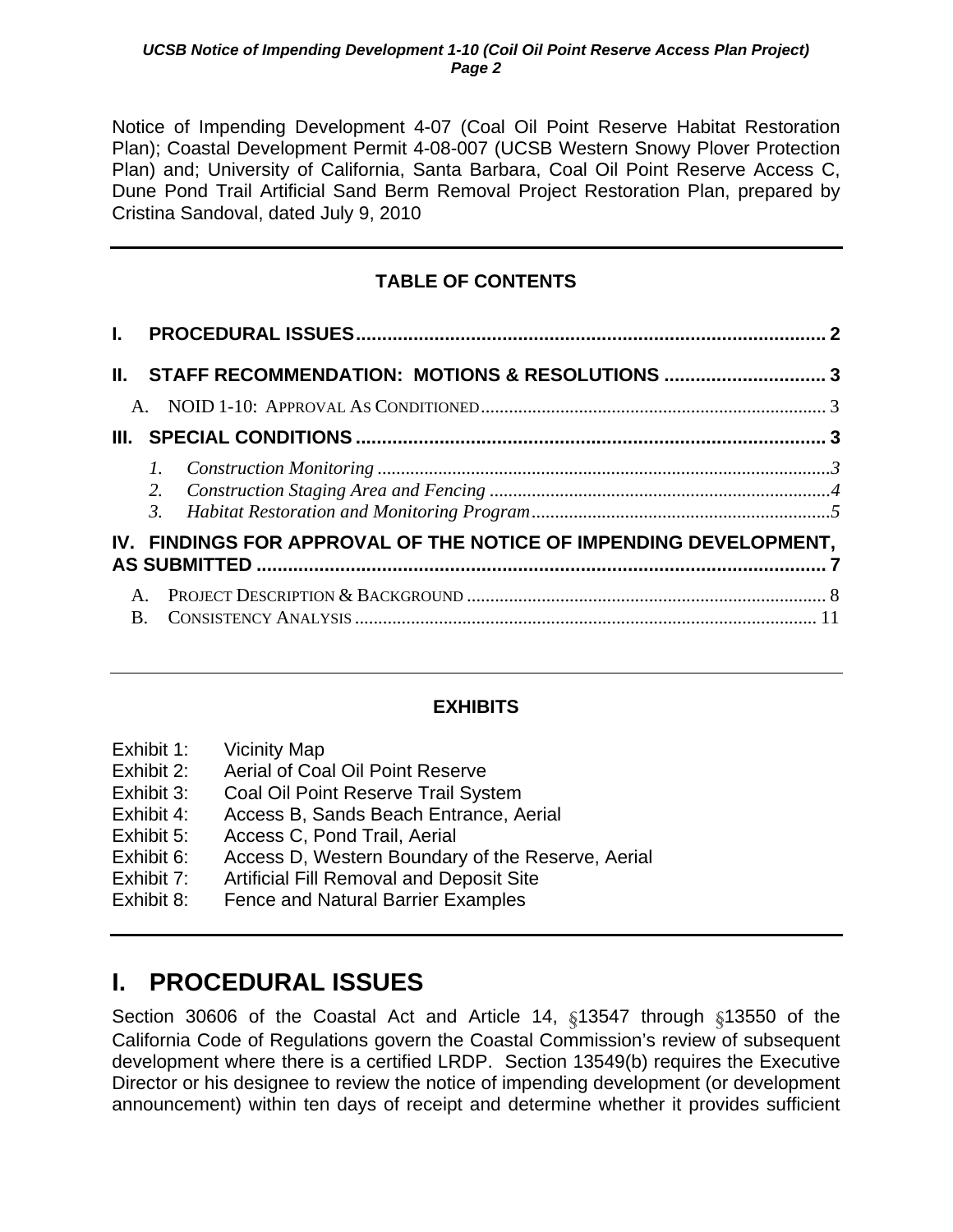Notice of Impending Development 4-07 (Coal Oil Point Reserve Habitat Restoration Plan); Coastal Development Permit 4-08-007 (UCSB Western Snowy Plover Protection Plan) and; University of California, Santa Barbara, Coal Oil Point Reserve Access C, Dune Pond Trail Artificial Sand Berm Removal Project Restoration Plan, prepared by Cristina Sandoval, dated July 9, 2010

---

**TABLE OF CONTENTS**

**I. PROCEDURAL ISSUES** ........................................................................................ 2

**II. STAFF RECOMMENDATION: MOTIONS & RESOLUTIONS** ............................... 3

A. NOID 1-10: APPROVAL AS CONDITIONED ......................................................................... 3

**III. SPECIAL CONDITIONS** ........................................................................................ 3

1. *Construction Monitoring* ...............................................................................................3
2. *Construction Staging Area and Fencing* ........................................................................4
3. *Habitat Restoration and Monitoring Program* ...............................................................5

**IV. FINDINGS FOR APPROVAL OF THE NOTICE OF IMPENDING DEVELOPMENT, AS SUBMITTED** .......................................................................................................... 7

A. PROJECT DESCRIPTION & BACKGROUND ........................................................................... 8
B. CONSISTENCY ANALYSIS ................................................................................................. 11

---

**EXHIBITS**

Exhibit 1: Vicinity Map
Exhibit 2: Aerial of Coal Oil Point Reserve
Exhibit 3: Coal Oil Point Reserve Trail System
Exhibit 4: Access B, Sands Beach Entrance, Aerial
Exhibit 5: Access C, Pond Trail, Aerial
Exhibit 6: Access D, Western Boundary of the Reserve, Aerial
Exhibit 7: Artificial Fill Removal and Deposit Site
Exhibit 8: Fence and Natural Barrier Examples

---

# I. PROCEDURAL ISSUES

Section 30606 of the Coastal Act and Article 14, §13547 through §13550 of the California Code of Regulations govern the Coastal Commission's review of subsequent development where there is a certified LRDP. Section 13549(b) requires the Executive Director or his designee to review the notice of impending development (or development announcement) within ten days of receipt and determine whether it provides sufficient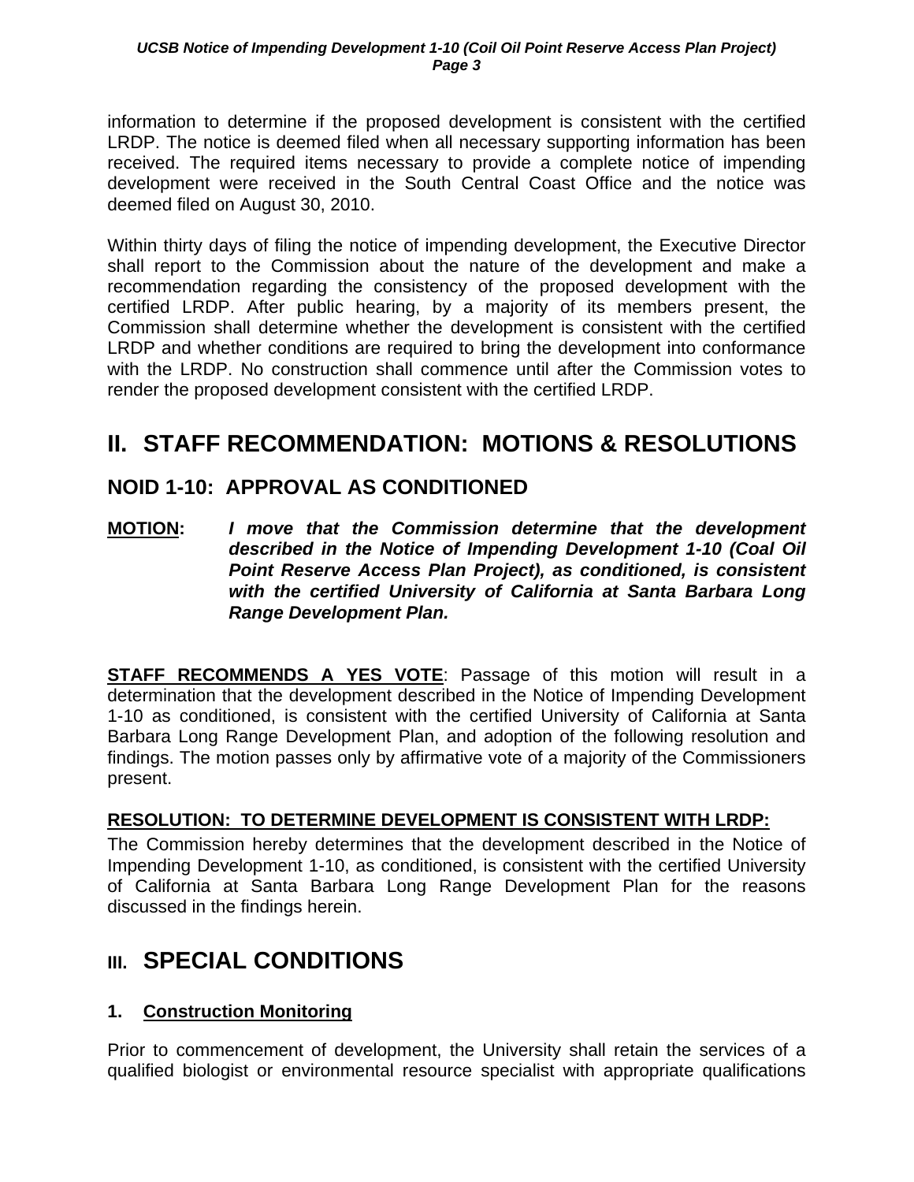information to determine if the proposed development is consistent with the certified LRDP. The notice is deemed filed when all necessary supporting information has been received. The required items necessary to provide a complete notice of impending development were received in the South Central Coast Office and the notice was deemed filed on August 30, 2010.

Within thirty days of filing the notice of impending development, the Executive Director shall report to the Commission about the nature of the development and make a recommendation regarding the consistency of the proposed development with the certified LRDP. After public hearing, by a majority of its members present, the Commission shall determine whether the development is consistent with the certified LRDP and whether conditions are required to bring the development into conformance with the LRDP. No construction shall commence until after the Commission votes to render the proposed development consistent with the certified LRDP.

# II. STAFF RECOMMENDATION: MOTIONS & RESOLUTIONS

## NOID 1-10: APPROVAL AS CONDITIONED

**MOTION:** ***I move that the Commission determine that the development described in the Notice of Impending Development 1-10 (Coal Oil Point Reserve Access Plan Project), as conditioned, is consistent with the certified University of California at Santa Barbara Long Range Development Plan.***

**STAFF RECOMMENDS A YES VOTE**: Passage of this motion will result in a determination that the development described in the Notice of Impending Development 1-10 as conditioned, is consistent with the certified University of California at Santa Barbara Long Range Development Plan, and adoption of the following resolution and findings. The motion passes only by affirmative vote of a majority of the Commissioners present.

**RESOLUTION: TO DETERMINE DEVELOPMENT IS CONSISTENT WITH LRDP:**

The Commission hereby determines that the development described in the Notice of Impending Development 1-10, as conditioned, is consistent with the certified University of California at Santa Barbara Long Range Development Plan for the reasons discussed in the findings herein.

# III. SPECIAL CONDITIONS

### 1. Construction Monitoring

Prior to commencement of development, the University shall retain the services of a qualified biologist or environmental resource specialist with appropriate qualifications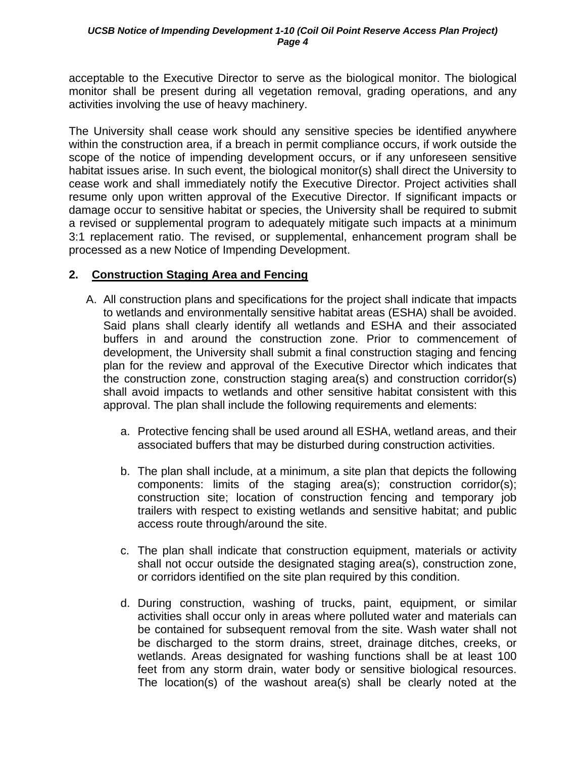acceptable to the Executive Director to serve as the biological monitor. The biological monitor shall be present during all vegetation removal, grading operations, and any activities involving the use of heavy machinery.

The University shall cease work should any sensitive species be identified anywhere within the construction area, if a breach in permit compliance occurs, if work outside the scope of the notice of impending development occurs, or if any unforeseen sensitive habitat issues arise. In such event, the biological monitor(s) shall direct the University to cease work and shall immediately notify the Executive Director. Project activities shall resume only upon written approval of the Executive Director. If significant impacts or damage occur to sensitive habitat or species, the University shall be required to submit a revised or supplemental program to adequately mitigate such impacts at a minimum 3:1 replacement ratio. The revised, or supplemental, enhancement program shall be processed as a new Notice of Impending Development.

## 2. <u>Construction Staging Area and Fencing</u>

A. All construction plans and specifications for the project shall indicate that impacts to wetlands and environmentally sensitive habitat areas (ESHA) shall be avoided. Said plans shall clearly identify all wetlands and ESHA and their associated buffers in and around the construction zone. Prior to commencement of development, the University shall submit a final construction staging and fencing plan for the review and approval of the Executive Director which indicates that the construction zone, construction staging area(s) and construction corridor(s) shall avoid impacts to wetlands and other sensitive habitat consistent with this approval. The plan shall include the following requirements and elements:

   a. Protective fencing shall be used around all ESHA, wetland areas, and their associated buffers that may be disturbed during construction activities.

   b. The plan shall include, at a minimum, a site plan that depicts the following components: limits of the staging area(s); construction corridor(s); construction site; location of construction fencing and temporary job trailers with respect to existing wetlands and sensitive habitat; and public access route through/around the site.

   c. The plan shall indicate that construction equipment, materials or activity shall not occur outside the designated staging area(s), construction zone, or corridors identified on the site plan required by this condition.

   d. During construction, washing of trucks, paint, equipment, or similar activities shall occur only in areas where polluted water and materials can be contained for subsequent removal from the site. Wash water shall not be discharged to the storm drains, street, drainage ditches, creeks, or wetlands. Areas designated for washing functions shall be at least 100 feet from any storm drain, water body or sensitive biological resources. The location(s) of the washout area(s) shall be clearly noted at the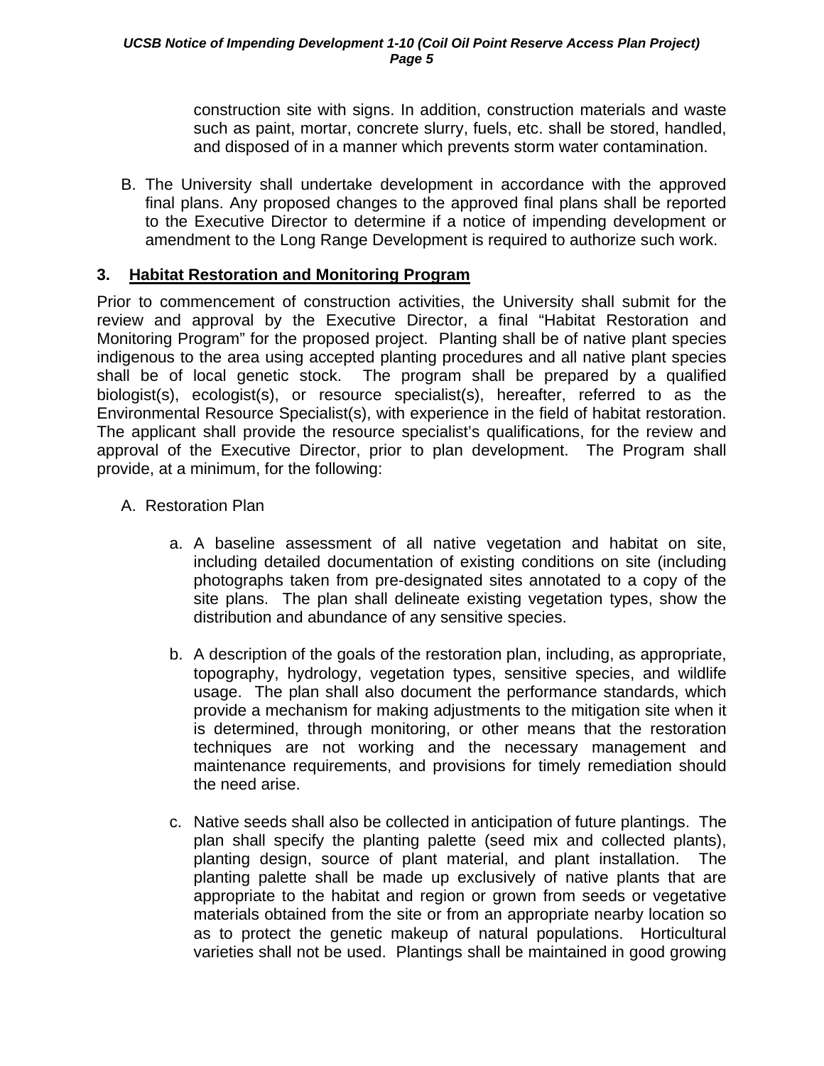construction site with signs. In addition, construction materials and waste such as paint, mortar, concrete slurry, fuels, etc. shall be stored, handled, and disposed of in a manner which prevents storm water contamination.

B. The University shall undertake development in accordance with the approved final plans. Any proposed changes to the approved final plans shall be reported to the Executive Director to determine if a notice of impending development or amendment to the Long Range Development is required to authorize such work.

### 3. Habitat Restoration and Monitoring Program

Prior to commencement of construction activities, the University shall submit for the review and approval by the Executive Director, a final "Habitat Restoration and Monitoring Program" for the proposed project. Planting shall be of native plant species indigenous to the area using accepted planting procedures and all native plant species shall be of local genetic stock. The program shall be prepared by a qualified biologist(s), ecologist(s), or resource specialist(s), hereafter, referred to as the Environmental Resource Specialist(s), with experience in the field of habitat restoration. The applicant shall provide the resource specialist's qualifications, for the review and approval of the Executive Director, prior to plan development. The Program shall provide, at a minimum, for the following:

A. Restoration Plan

a. A baseline assessment of all native vegetation and habitat on site, including detailed documentation of existing conditions on site (including photographs taken from pre-designated sites annotated to a copy of the site plans. The plan shall delineate existing vegetation types, show the distribution and abundance of any sensitive species.

b. A description of the goals of the restoration plan, including, as appropriate, topography, hydrology, vegetation types, sensitive species, and wildlife usage. The plan shall also document the performance standards, which provide a mechanism for making adjustments to the mitigation site when it is determined, through monitoring, or other means that the restoration techniques are not working and the necessary management and maintenance requirements, and provisions for timely remediation should the need arise.

c. Native seeds shall also be collected in anticipation of future plantings. The plan shall specify the planting palette (seed mix and collected plants), planting design, source of plant material, and plant installation. The planting palette shall be made up exclusively of native plants that are appropriate to the habitat and region or grown from seeds or vegetative materials obtained from the site or from an appropriate nearby location so as to protect the genetic makeup of natural populations. Horticultural varieties shall not be used. Plantings shall be maintained in good growing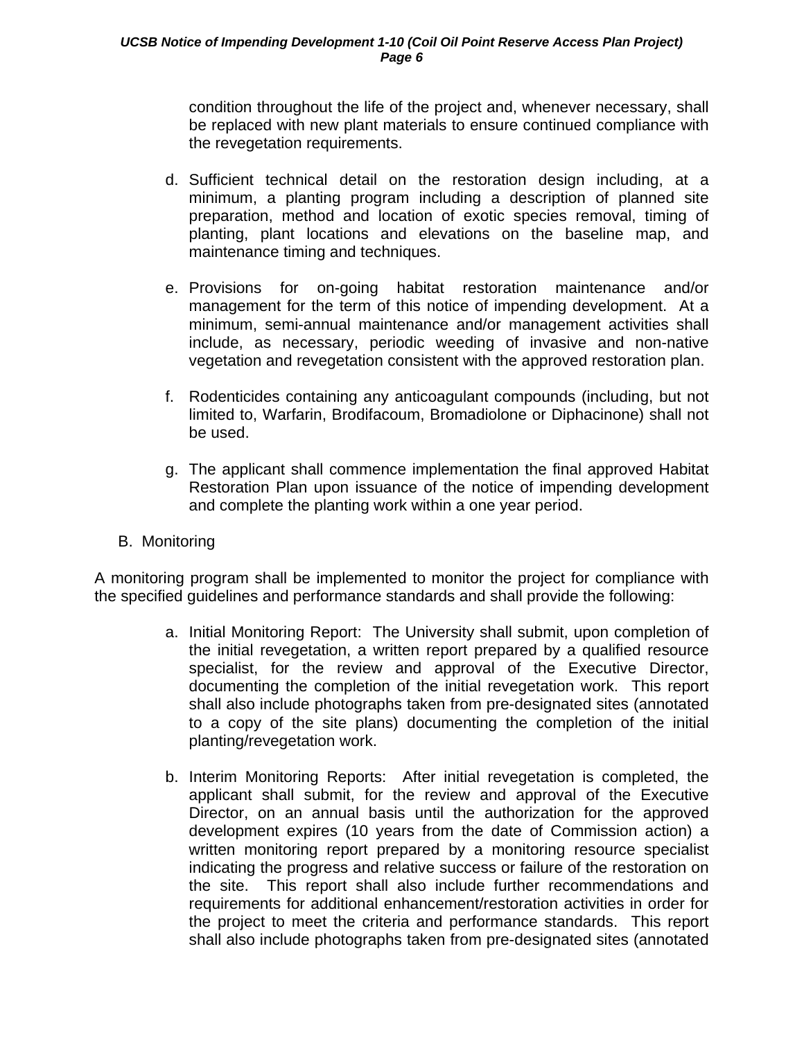condition throughout the life of the project and, whenever necessary, shall be replaced with new plant materials to ensure continued compliance with the revegetation requirements.

d. Sufficient technical detail on the restoration design including, at a minimum, a planting program including a description of planned site preparation, method and location of exotic species removal, timing of planting, plant locations and elevations on the baseline map, and maintenance timing and techniques.

e. Provisions for on-going habitat restoration maintenance and/or management for the term of this notice of impending development. At a minimum, semi-annual maintenance and/or management activities shall include, as necessary, periodic weeding of invasive and non-native vegetation and revegetation consistent with the approved restoration plan.

f. Rodenticides containing any anticoagulant compounds (including, but not limited to, Warfarin, Brodifacoum, Bromadiolone or Diphacinone) shall not be used.

g. The applicant shall commence implementation the final approved Habitat Restoration Plan upon issuance of the notice of impending development and complete the planting work within a one year period.

B. Monitoring

A monitoring program shall be implemented to monitor the project for compliance with the specified guidelines and performance standards and shall provide the following:

a. Initial Monitoring Report: The University shall submit, upon completion of the initial revegetation, a written report prepared by a qualified resource specialist, for the review and approval of the Executive Director, documenting the completion of the initial revegetation work. This report shall also include photographs taken from pre-designated sites (annotated to a copy of the site plans) documenting the completion of the initial planting/revegetation work.

b. Interim Monitoring Reports: After initial revegetation is completed, the applicant shall submit, for the review and approval of the Executive Director, on an annual basis until the authorization for the approved development expires (10 years from the date of Commission action) a written monitoring report prepared by a monitoring resource specialist indicating the progress and relative success or failure of the restoration on the site. This report shall also include further recommendations and requirements for additional enhancement/restoration activities in order for the project to meet the criteria and performance standards. This report shall also include photographs taken from pre-designated sites (annotated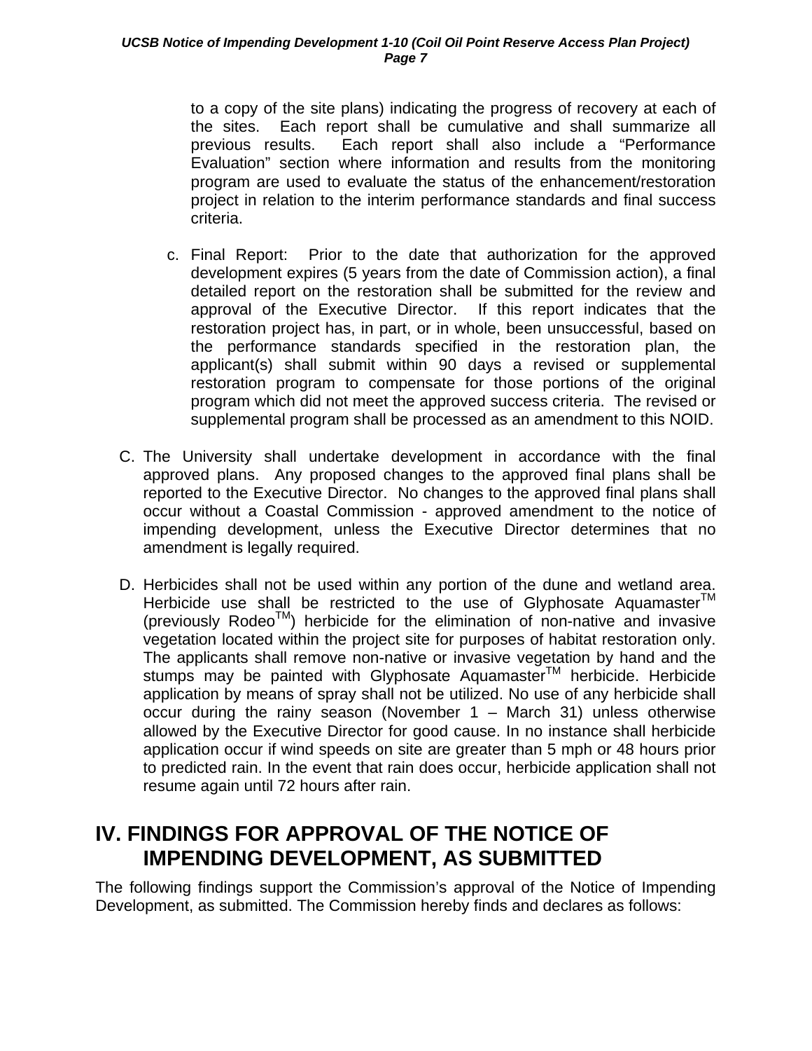to a copy of the site plans) indicating the progress of recovery at each of the sites. Each report shall be cumulative and shall summarize all previous results. Each report shall also include a "Performance Evaluation" section where information and results from the monitoring program are used to evaluate the status of the enhancement/restoration project in relation to the interim performance standards and final success criteria.

c. Final Report: Prior to the date that authorization for the approved development expires (5 years from the date of Commission action), a final detailed report on the restoration shall be submitted for the review and approval of the Executive Director. If this report indicates that the restoration project has, in part, or in whole, been unsuccessful, based on the performance standards specified in the restoration plan, the applicant(s) shall submit within 90 days a revised or supplemental restoration program to compensate for those portions of the original program which did not meet the approved success criteria. The revised or supplemental program shall be processed as an amendment to this NOID.

C. The University shall undertake development in accordance with the final approved plans. Any proposed changes to the approved final plans shall be reported to the Executive Director. No changes to the approved final plans shall occur without a Coastal Commission - approved amendment to the notice of impending development, unless the Executive Director determines that no amendment is legally required.

D. Herbicides shall not be used within any portion of the dune and wetland area. Herbicide use shall be restricted to the use of Glyphosate Aquamaster™ (previously Rodeo™) herbicide for the elimination of non-native and invasive vegetation located within the project site for purposes of habitat restoration only. The applicants shall remove non-native or invasive vegetation by hand and the stumps may be painted with Glyphosate Aquamaster™ herbicide. Herbicide application by means of spray shall not be utilized. No use of any herbicide shall occur during the rainy season (November 1 – March 31) unless otherwise allowed by the Executive Director for good cause. In no instance shall herbicide application occur if wind speeds on site are greater than 5 mph or 48 hours prior to predicted rain. In the event that rain does occur, herbicide application shall not resume again until 72 hours after rain.

# IV. FINDINGS FOR APPROVAL OF THE NOTICE OF IMPENDING DEVELOPMENT, AS SUBMITTED

The following findings support the Commission's approval of the Notice of Impending Development, as submitted. The Commission hereby finds and declares as follows: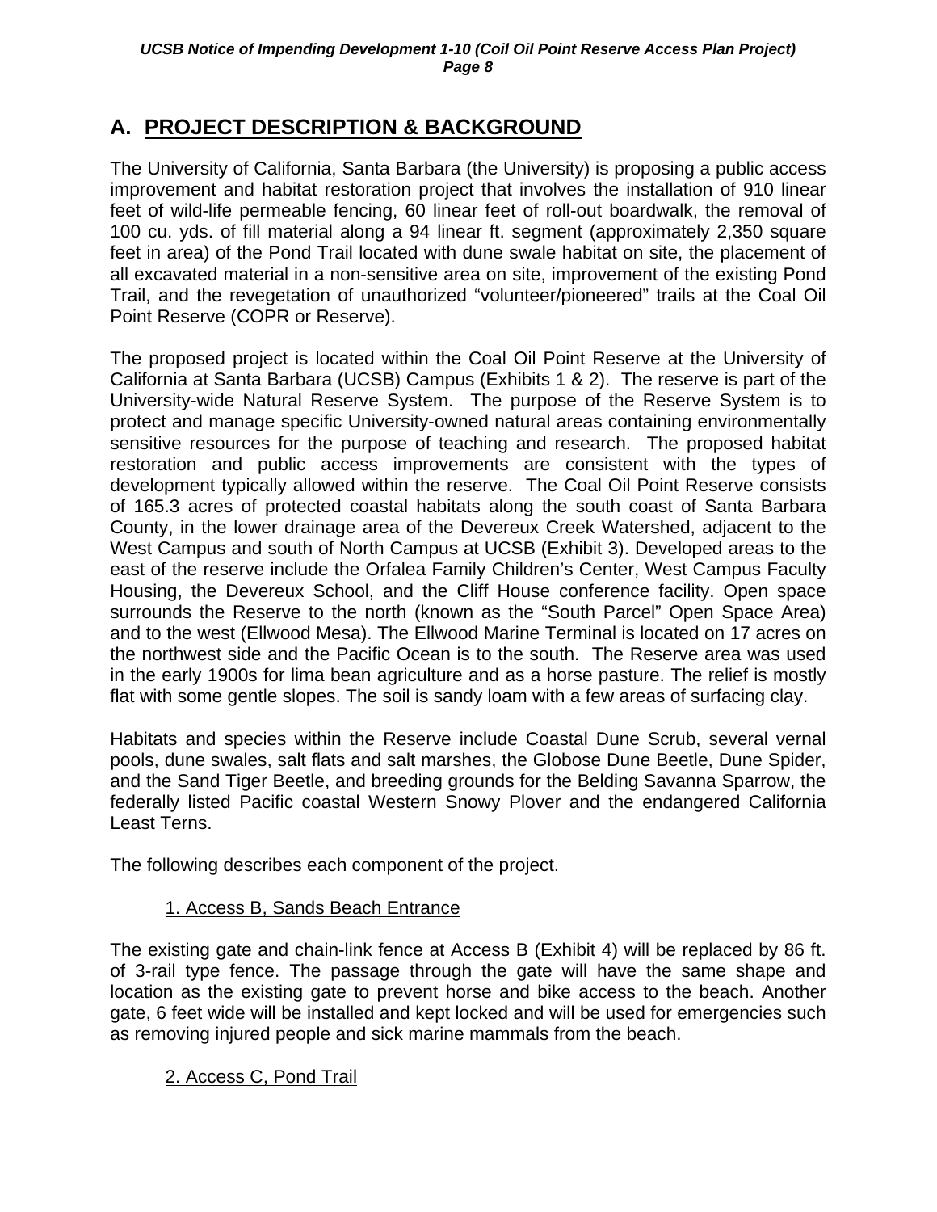## A. PROJECT DESCRIPTION & BACKGROUND

The University of California, Santa Barbara (the University) is proposing a public access improvement and habitat restoration project that involves the installation of 910 linear feet of wild-life permeable fencing, 60 linear feet of roll-out boardwalk, the removal of 100 cu. yds. of fill material along a 94 linear ft. segment (approximately 2,350 square feet in area) of the Pond Trail located with dune swale habitat on site, the placement of all excavated material in a non-sensitive area on site, improvement of the existing Pond Trail, and the revegetation of unauthorized "volunteer/pioneered" trails at the Coal Oil Point Reserve (COPR or Reserve).

The proposed project is located within the Coal Oil Point Reserve at the University of California at Santa Barbara (UCSB) Campus (Exhibits 1 & 2). The reserve is part of the University-wide Natural Reserve System. The purpose of the Reserve System is to protect and manage specific University-owned natural areas containing environmentally sensitive resources for the purpose of teaching and research. The proposed habitat restoration and public access improvements are consistent with the types of development typically allowed within the reserve. The Coal Oil Point Reserve consists of 165.3 acres of protected coastal habitats along the south coast of Santa Barbara County, in the lower drainage area of the Devereux Creek Watershed, adjacent to the West Campus and south of North Campus at UCSB (Exhibit 3). Developed areas to the east of the reserve include the Orfalea Family Children's Center, West Campus Faculty Housing, the Devereux School, and the Cliff House conference facility. Open space surrounds the Reserve to the north (known as the "South Parcel" Open Space Area) and to the west (Ellwood Mesa). The Ellwood Marine Terminal is located on 17 acres on the northwest side and the Pacific Ocean is to the south. The Reserve area was used in the early 1900s for lima bean agriculture and as a horse pasture. The relief is mostly flat with some gentle slopes. The soil is sandy loam with a few areas of surfacing clay.

Habitats and species within the Reserve include Coastal Dune Scrub, several vernal pools, dune swales, salt flats and salt marshes, the Globose Dune Beetle, Dune Spider, and the Sand Tiger Beetle, and breeding grounds for the Belding Savanna Sparrow, the federally listed Pacific coastal Western Snowy Plover and the endangered California Least Terns.

The following describes each component of the project.

### 1. Access B, Sands Beach Entrance

The existing gate and chain-link fence at Access B (Exhibit 4) will be replaced by 86 ft. of 3-rail type fence. The passage through the gate will have the same shape and location as the existing gate to prevent horse and bike access to the beach. Another gate, 6 feet wide will be installed and kept locked and will be used for emergencies such as removing injured people and sick marine mammals from the beach.

### 2. Access C, Pond Trail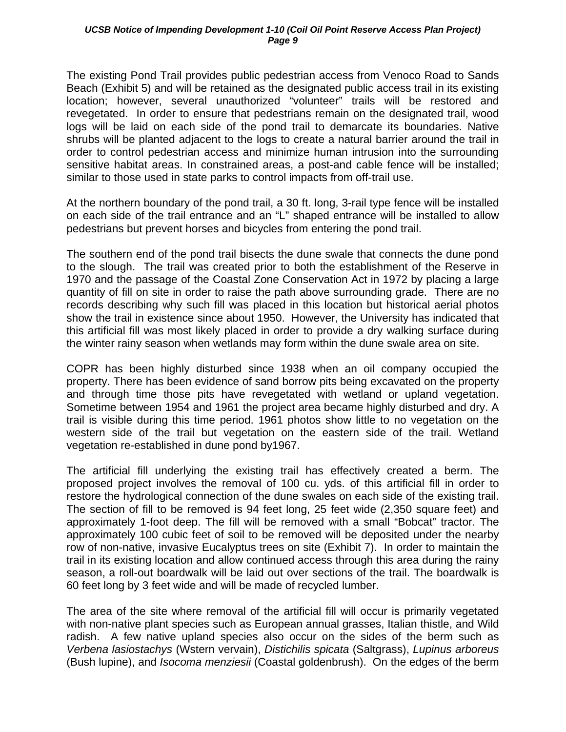The existing Pond Trail provides public pedestrian access from Venoco Road to Sands Beach (Exhibit 5) and will be retained as the designated public access trail in its existing location; however, several unauthorized "volunteer" trails will be restored and revegetated. In order to ensure that pedestrians remain on the designated trail, wood logs will be laid on each side of the pond trail to demarcate its boundaries. Native shrubs will be planted adjacent to the logs to create a natural barrier around the trail in order to control pedestrian access and minimize human intrusion into the surrounding sensitive habitat areas. In constrained areas, a post-and cable fence will be installed; similar to those used in state parks to control impacts from off-trail use.

At the northern boundary of the pond trail, a 30 ft. long, 3-rail type fence will be installed on each side of the trail entrance and an "L" shaped entrance will be installed to allow pedestrians but prevent horses and bicycles from entering the pond trail.

The southern end of the pond trail bisects the dune swale that connects the dune pond to the slough. The trail was created prior to both the establishment of the Reserve in 1970 and the passage of the Coastal Zone Conservation Act in 1972 by placing a large quantity of fill on site in order to raise the path above surrounding grade. There are no records describing why such fill was placed in this location but historical aerial photos show the trail in existence since about 1950. However, the University has indicated that this artificial fill was most likely placed in order to provide a dry walking surface during the winter rainy season when wetlands may form within the dune swale area on site.

COPR has been highly disturbed since 1938 when an oil company occupied the property. There has been evidence of sand borrow pits being excavated on the property and through time those pits have revegetated with wetland or upland vegetation. Sometime between 1954 and 1961 the project area became highly disturbed and dry. A trail is visible during this time period. 1961 photos show little to no vegetation on the western side of the trail but vegetation on the eastern side of the trail. Wetland vegetation re-established in dune pond by1967.

The artificial fill underlying the existing trail has effectively created a berm. The proposed project involves the removal of 100 cu. yds. of this artificial fill in order to restore the hydrological connection of the dune swales on each side of the existing trail. The section of fill to be removed is 94 feet long, 25 feet wide (2,350 square feet) and approximately 1-foot deep. The fill will be removed with a small "Bobcat" tractor. The approximately 100 cubic feet of soil to be removed will be deposited under the nearby row of non-native, invasive Eucalyptus trees on site (Exhibit 7). In order to maintain the trail in its existing location and allow continued access through this area during the rainy season, a roll-out boardwalk will be laid out over sections of the trail. The boardwalk is 60 feet long by 3 feet wide and will be made of recycled lumber.

The area of the site where removal of the artificial fill will occur is primarily vegetated with non-native plant species such as European annual grasses, Italian thistle, and Wild radish. A few native upland species also occur on the sides of the berm such as *Verbena lasiostachys* (Wstern vervain), *Distichilis spicata* (Saltgrass), *Lupinus arboreus* (Bush lupine), and *Isocoma menziesii* (Coastal goldenbrush). On the edges of the berm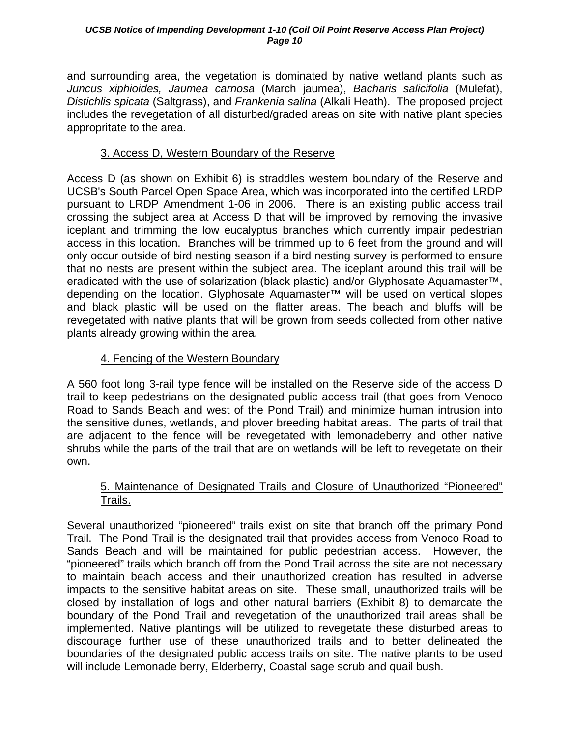and surrounding area, the vegetation is dominated by native wetland plants such as *Juncus xiphioides, Jaumea carnosa* (March jaumea), *Bacharis salicifolia* (Mulefat), *Distichlis spicata* (Saltgrass), and *Frankenia salina* (Alkali Heath). The proposed project includes the revegetation of all disturbed/graded areas on site with native plant species appropriate to the area.

3. Access D, Western Boundary of the Reserve

Access D (as shown on Exhibit 6) is straddles western boundary of the Reserve and UCSB's South Parcel Open Space Area, which was incorporated into the certified LRDP pursuant to LRDP Amendment 1-06 in 2006. There is an existing public access trail crossing the subject area at Access D that will be improved by removing the invasive iceplant and trimming the low eucalyptus branches which currently impair pedestrian access in this location. Branches will be trimmed up to 6 feet from the ground and will only occur outside of bird nesting season if a bird nesting survey is performed to ensure that no nests are present within the subject area. The iceplant around this trail will be eradicated with the use of solarization (black plastic) and/or Glyphosate Aquamaster™, depending on the location. Glyphosate Aquamaster™ will be used on vertical slopes and black plastic will be used on the flatter areas. The beach and bluffs will be revegetated with native plants that will be grown from seeds collected from other native plants already growing within the area.

4. Fencing of the Western Boundary

A 560 foot long 3-rail type fence will be installed on the Reserve side of the access D trail to keep pedestrians on the designated public access trail (that goes from Venoco Road to Sands Beach and west of the Pond Trail) and minimize human intrusion into the sensitive dunes, wetlands, and plover breeding habitat areas. The parts of trail that are adjacent to the fence will be revegetated with lemonadeberry and other native shrubs while the parts of the trail that are on wetlands will be left to revegetate on their own.

5. Maintenance of Designated Trails and Closure of Unauthorized "Pioneered" Trails.

Several unauthorized "pioneered" trails exist on site that branch off the primary Pond Trail. The Pond Trail is the designated trail that provides access from Venoco Road to Sands Beach and will be maintained for public pedestrian access. However, the "pioneered" trails which branch off from the Pond Trail across the site are not necessary to maintain beach access and their unauthorized creation has resulted in adverse impacts to the sensitive habitat areas on site. These small, unauthorized trails will be closed by installation of logs and other natural barriers (Exhibit 8) to demarcate the boundary of the Pond Trail and revegetation of the unauthorized trail areas shall be implemented. Native plantings will be utilized to revegetate these disturbed areas to discourage further use of these unauthorized trails and to better delineated the boundaries of the designated public access trails on site. The native plants to be used will include Lemonade berry, Elderberry, Coastal sage scrub and quail bush.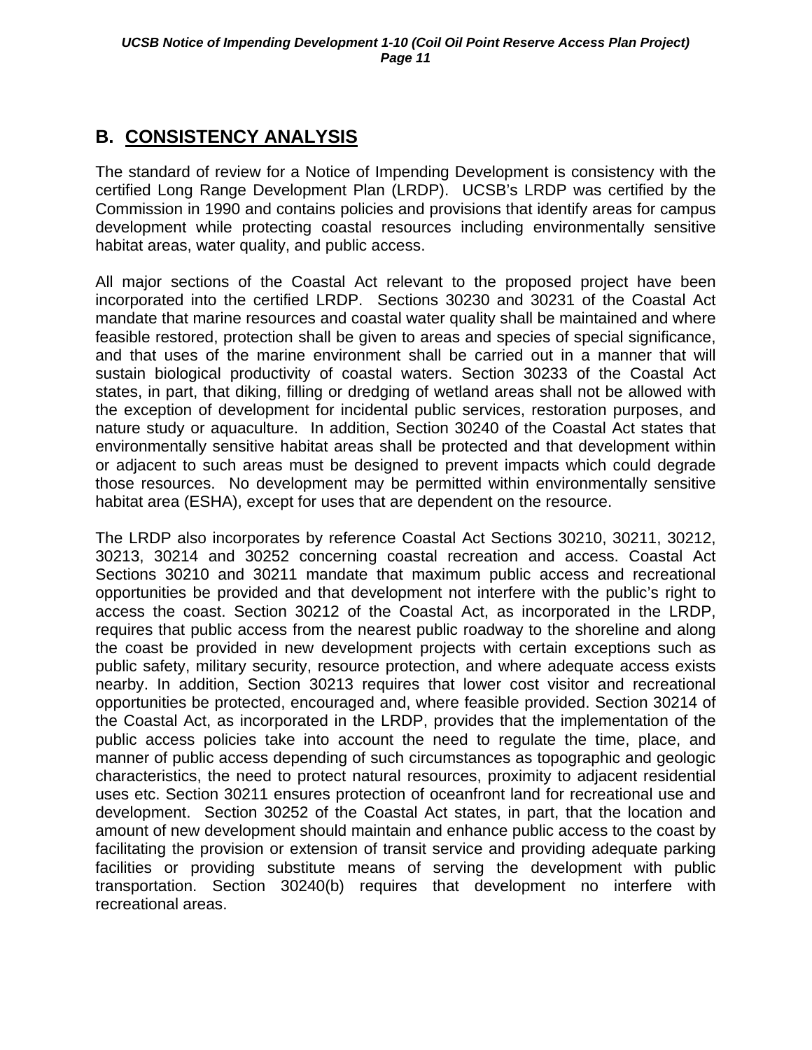## B. CONSISTENCY ANALYSIS

The standard of review for a Notice of Impending Development is consistency with the certified Long Range Development Plan (LRDP). UCSB's LRDP was certified by the Commission in 1990 and contains policies and provisions that identify areas for campus development while protecting coastal resources including environmentally sensitive habitat areas, water quality, and public access.

All major sections of the Coastal Act relevant to the proposed project have been incorporated into the certified LRDP. Sections 30230 and 30231 of the Coastal Act mandate that marine resources and coastal water quality shall be maintained and where feasible restored, protection shall be given to areas and species of special significance, and that uses of the marine environment shall be carried out in a manner that will sustain biological productivity of coastal waters. Section 30233 of the Coastal Act states, in part, that diking, filling or dredging of wetland areas shall not be allowed with the exception of development for incidental public services, restoration purposes, and nature study or aquaculture. In addition, Section 30240 of the Coastal Act states that environmentally sensitive habitat areas shall be protected and that development within or adjacent to such areas must be designed to prevent impacts which could degrade those resources. No development may be permitted within environmentally sensitive habitat area (ESHA), except for uses that are dependent on the resource.

The LRDP also incorporates by reference Coastal Act Sections 30210, 30211, 30212, 30213, 30214 and 30252 concerning coastal recreation and access. Coastal Act Sections 30210 and 30211 mandate that maximum public access and recreational opportunities be provided and that development not interfere with the public's right to access the coast. Section 30212 of the Coastal Act, as incorporated in the LRDP, requires that public access from the nearest public roadway to the shoreline and along the coast be provided in new development projects with certain exceptions such as public safety, military security, resource protection, and where adequate access exists nearby. In addition, Section 30213 requires that lower cost visitor and recreational opportunities be protected, encouraged and, where feasible provided. Section 30214 of the Coastal Act, as incorporated in the LRDP, provides that the implementation of the public access policies take into account the need to regulate the time, place, and manner of public access depending of such circumstances as topographic and geologic characteristics, the need to protect natural resources, proximity to adjacent residential uses etc. Section 30211 ensures protection of oceanfront land for recreational use and development. Section 30252 of the Coastal Act states, in part, that the location and amount of new development should maintain and enhance public access to the coast by facilitating the provision or extension of transit service and providing adequate parking facilities or providing substitute means of serving the development with public transportation. Section 30240(b) requires that development no interfere with recreational areas.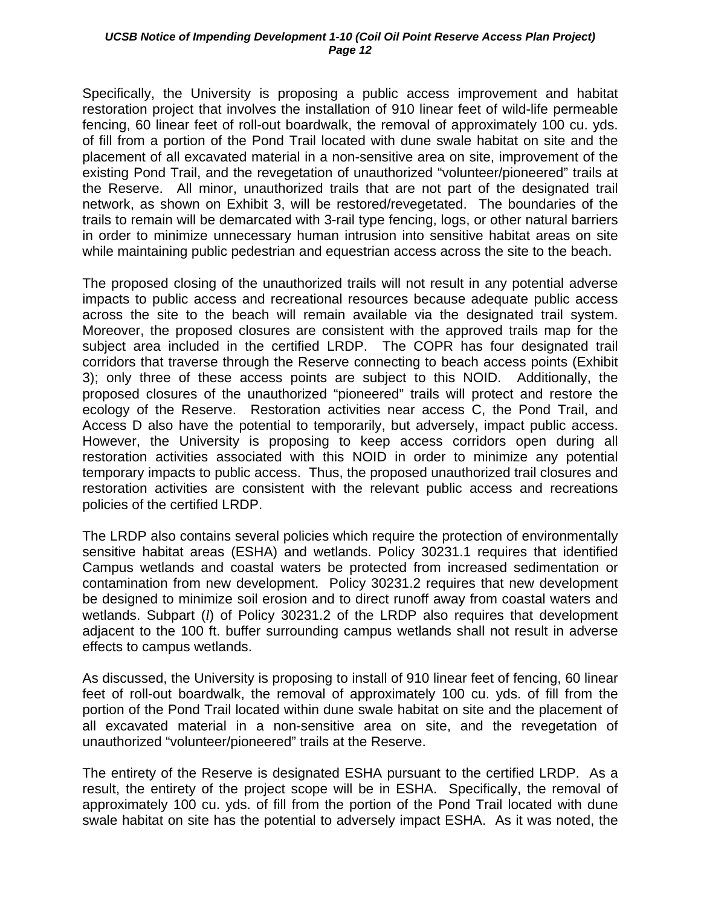Specifically, the University is proposing a public access improvement and habitat restoration project that involves the installation of 910 linear feet of wild-life permeable fencing, 60 linear feet of roll-out boardwalk, the removal of approximately 100 cu. yds. of fill from a portion of the Pond Trail located with dune swale habitat on site and the placement of all excavated material in a non-sensitive area on site, improvement of the existing Pond Trail, and the revegetation of unauthorized "volunteer/pioneered" trails at the Reserve. All minor, unauthorized trails that are not part of the designated trail network, as shown on Exhibit 3, will be restored/revegetated. The boundaries of the trails to remain will be demarcated with 3-rail type fencing, logs, or other natural barriers in order to minimize unnecessary human intrusion into sensitive habitat areas on site while maintaining public pedestrian and equestrian access across the site to the beach.

The proposed closing of the unauthorized trails will not result in any potential adverse impacts to public access and recreational resources because adequate public access across the site to the beach will remain available via the designated trail system. Moreover, the proposed closures are consistent with the approved trails map for the subject area included in the certified LRDP. The COPR has four designated trail corridors that traverse through the Reserve connecting to beach access points (Exhibit 3); only three of these access points are subject to this NOID. Additionally, the proposed closures of the unauthorized "pioneered" trails will protect and restore the ecology of the Reserve. Restoration activities near access C, the Pond Trail, and Access D also have the potential to temporarily, but adversely, impact public access. However, the University is proposing to keep access corridors open during all restoration activities associated with this NOID in order to minimize any potential temporary impacts to public access. Thus, the proposed unauthorized trail closures and restoration activities are consistent with the relevant public access and recreations policies of the certified LRDP.

The LRDP also contains several policies which require the protection of environmentally sensitive habitat areas (ESHA) and wetlands. Policy 30231.1 requires that identified Campus wetlands and coastal waters be protected from increased sedimentation or contamination from new development. Policy 30231.2 requires that new development be designed to minimize soil erosion and to direct runoff away from coastal waters and wetlands. Subpart (*l*) of Policy 30231.2 of the LRDP also requires that development adjacent to the 100 ft. buffer surrounding campus wetlands shall not result in adverse effects to campus wetlands.

As discussed, the University is proposing to install of 910 linear feet of fencing, 60 linear feet of roll-out boardwalk, the removal of approximately 100 cu. yds. of fill from the portion of the Pond Trail located within dune swale habitat on site and the placement of all excavated material in a non-sensitive area on site, and the revegetation of unauthorized "volunteer/pioneered" trails at the Reserve.

The entirety of the Reserve is designated ESHA pursuant to the certified LRDP. As a result, the entirety of the project scope will be in ESHA. Specifically, the removal of approximately 100 cu. yds. of fill from the portion of the Pond Trail located with dune swale habitat on site has the potential to adversely impact ESHA. As it was noted, the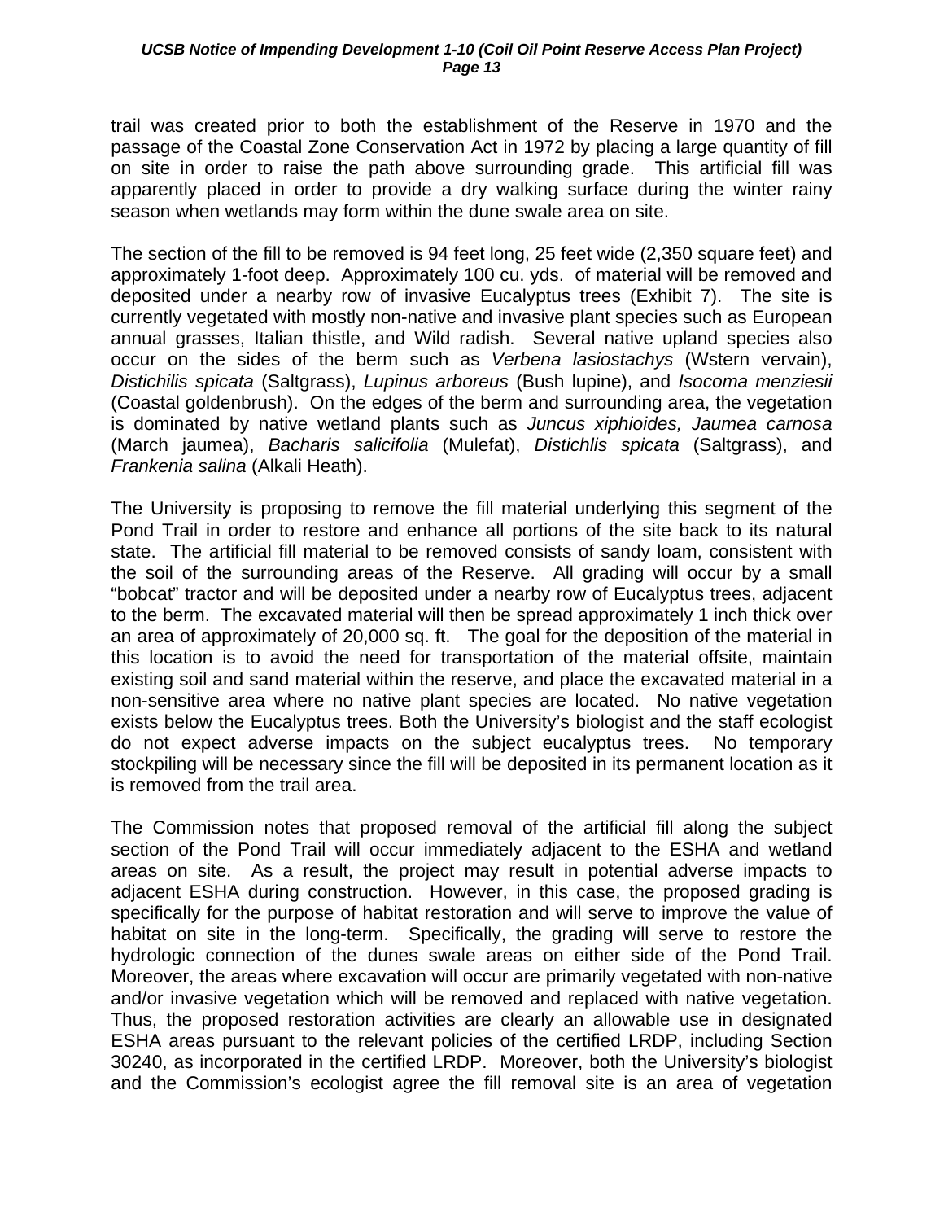trail was created prior to both the establishment of the Reserve in 1970 and the passage of the Coastal Zone Conservation Act in 1972 by placing a large quantity of fill on site in order to raise the path above surrounding grade. This artificial fill was apparently placed in order to provide a dry walking surface during the winter rainy season when wetlands may form within the dune swale area on site.

The section of the fill to be removed is 94 feet long, 25 feet wide (2,350 square feet) and approximately 1-foot deep. Approximately 100 cu. yds. of material will be removed and deposited under a nearby row of invasive Eucalyptus trees (Exhibit 7). The site is currently vegetated with mostly non-native and invasive plant species such as European annual grasses, Italian thistle, and Wild radish. Several native upland species also occur on the sides of the berm such as *Verbena lasiostachys* (Wstern vervain), *Distichilis spicata* (Saltgrass), *Lupinus arboreus* (Bush lupine), and *Isocoma menziesii* (Coastal goldenbrush). On the edges of the berm and surrounding area, the vegetation is dominated by native wetland plants such as *Juncus xiphioides, Jaumea carnosa* (March jaumea), *Bacharis salicifolia* (Mulefat), *Distichlis spicata* (Saltgrass), and *Frankenia salina* (Alkali Heath).

The University is proposing to remove the fill material underlying this segment of the Pond Trail in order to restore and enhance all portions of the site back to its natural state. The artificial fill material to be removed consists of sandy loam, consistent with the soil of the surrounding areas of the Reserve. All grading will occur by a small "bobcat" tractor and will be deposited under a nearby row of Eucalyptus trees, adjacent to the berm. The excavated material will then be spread approximately 1 inch thick over an area of approximately of 20,000 sq. ft. The goal for the deposition of the material in this location is to avoid the need for transportation of the material offsite, maintain existing soil and sand material within the reserve, and place the excavated material in a non-sensitive area where no native plant species are located. No native vegetation exists below the Eucalyptus trees. Both the University's biologist and the staff ecologist do not expect adverse impacts on the subject eucalyptus trees. No temporary stockpiling will be necessary since the fill will be deposited in its permanent location as it is removed from the trail area.

The Commission notes that proposed removal of the artificial fill along the subject section of the Pond Trail will occur immediately adjacent to the ESHA and wetland areas on site. As a result, the project may result in potential adverse impacts to adjacent ESHA during construction. However, in this case, the proposed grading is specifically for the purpose of habitat restoration and will serve to improve the value of habitat on site in the long-term. Specifically, the grading will serve to restore the hydrologic connection of the dunes swale areas on either side of the Pond Trail. Moreover, the areas where excavation will occur are primarily vegetated with non-native and/or invasive vegetation which will be removed and replaced with native vegetation. Thus, the proposed restoration activities are clearly an allowable use in designated ESHA areas pursuant to the relevant policies of the certified LRDP, including Section 30240, as incorporated in the certified LRDP. Moreover, both the University's biologist and the Commission's ecologist agree the fill removal site is an area of vegetation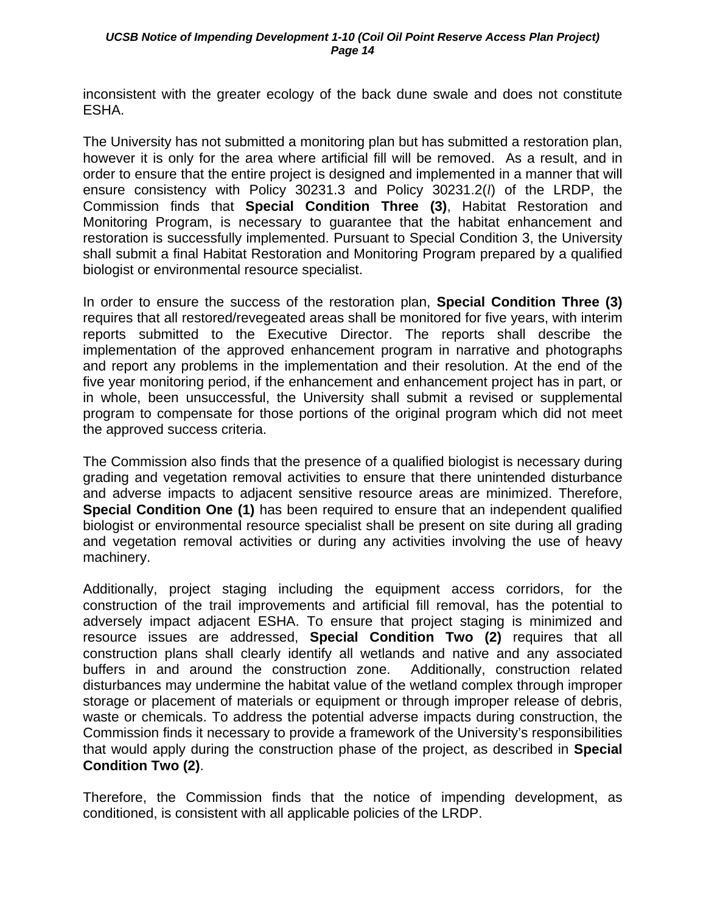inconsistent with the greater ecology of the back dune swale and does not constitute ESHA.

The University has not submitted a monitoring plan but has submitted a restoration plan, however it is only for the area where artificial fill will be removed. As a result, and in order to ensure that the entire project is designed and implemented in a manner that will ensure consistency with Policy 30231.3 and Policy 30231.2(*l*) of the LRDP, the Commission finds that **Special Condition Three (3)**, Habitat Restoration and Monitoring Program, is necessary to guarantee that the habitat enhancement and restoration is successfully implemented. Pursuant to Special Condition 3, the University shall submit a final Habitat Restoration and Monitoring Program prepared by a qualified biologist or environmental resource specialist.

In order to ensure the success of the restoration plan, **Special Condition Three (3)** requires that all restored/revegeated areas shall be monitored for five years, with interim reports submitted to the Executive Director. The reports shall describe the implementation of the approved enhancement program in narrative and photographs and report any problems in the implementation and their resolution. At the end of the five year monitoring period, if the enhancement and enhancement project has in part, or in whole, been unsuccessful, the University shall submit a revised or supplemental program to compensate for those portions of the original program which did not meet the approved success criteria.

The Commission also finds that the presence of a qualified biologist is necessary during grading and vegetation removal activities to ensure that there unintended disturbance and adverse impacts to adjacent sensitive resource areas are minimized. Therefore, **Special Condition One (1)** has been required to ensure that an independent qualified biologist or environmental resource specialist shall be present on site during all grading and vegetation removal activities or during any activities involving the use of heavy machinery.

Additionally, project staging including the equipment access corridors, for the construction of the trail improvements and artificial fill removal, has the potential to adversely impact adjacent ESHA. To ensure that project staging is minimized and resource issues are addressed, **Special Condition Two (2)** requires that all construction plans shall clearly identify all wetlands and native and any associated buffers in and around the construction zone. Additionally, construction related disturbances may undermine the habitat value of the wetland complex through improper storage or placement of materials or equipment or through improper release of debris, waste or chemicals. To address the potential adverse impacts during construction, the Commission finds it necessary to provide a framework of the University's responsibilities that would apply during the construction phase of the project, as described in **Special Condition Two (2)**.

Therefore, the Commission finds that the notice of impending development, as conditioned, is consistent with all applicable policies of the LRDP.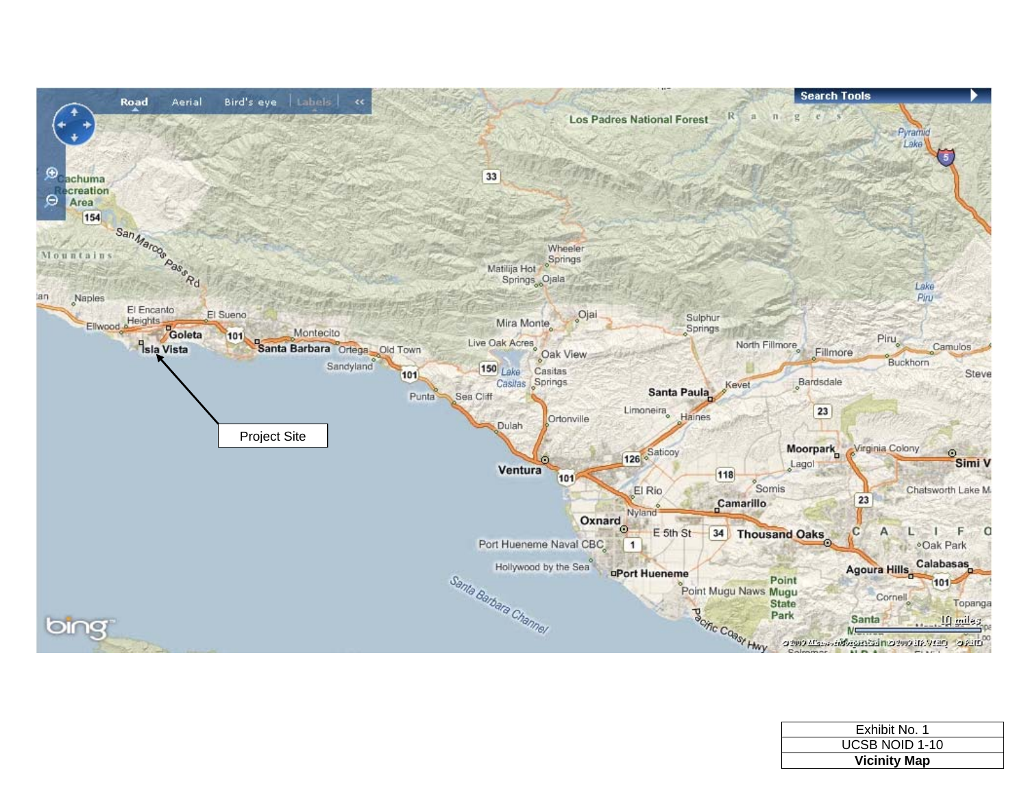Project Site

| Exhibit No. 1 |
| --- |
| UCSB NOID 1-10 |
| **Vicinity Map** |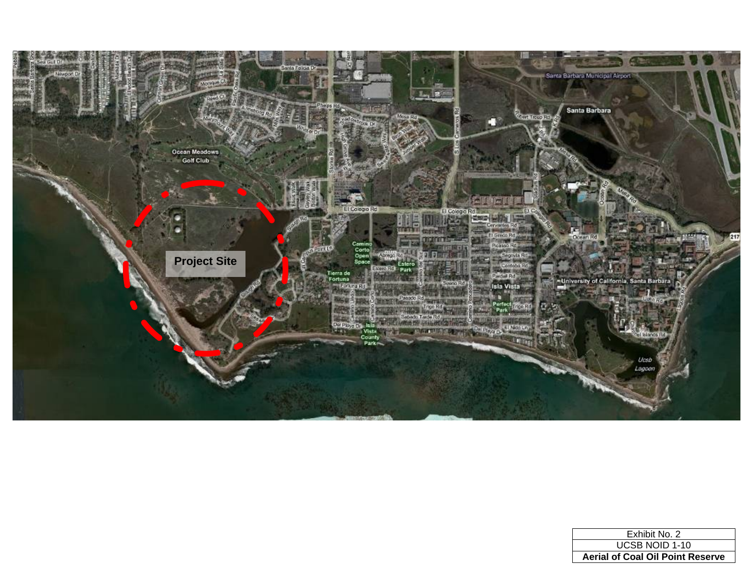| Exhibit No. 2 |
| --- |
| UCSB NOID 1-10 |
| **Aerial of Coal Oil Point Reserve** |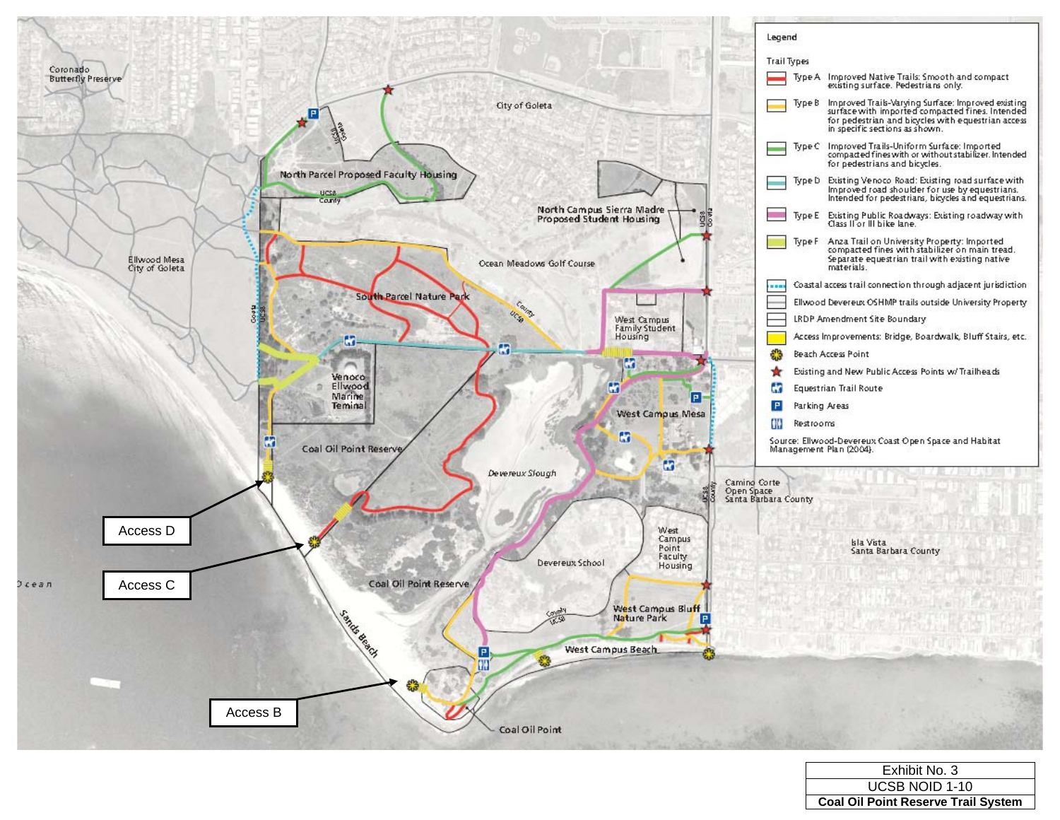Legend

Trail Types

- Type A — Improved Native Trails: Smooth and compact existing surface. Pedestrians only.
- Type B — Improved Trails-Varying Surface: Improved existing surface with imported compacted fines. Intended for pedestrian and bicycles with equestrian access in specific sections as shown.
- Type C — Improved Trails-Uniform Surface: Imported compacted fines with or without stabilizer. Intended for pedestrians and bicycles.
- Type D — Existing Venoco Road: Existing road surface with Improved road shoulder for use by equestrians. Intended for pedestrians, bicycles and equestrians.
- Type E — Existing Public Roadways: Existing roadway with Class II or III bike lane.
- Type F — Anza Trail on University Property: Imported compacted fines with stabilizer on main tread. Separate equestrian trail with existing native materials.
- Coastal access trail connection through adjacent jurisdiction
- Ellwood Devereux OSHMP trails outside University Property
- LRDP Amendment Site Boundary
- Access Improvements: Bridge, Boardwalk, Bluff Stairs, etc.
- Beach Access Point
- Existing and New Public Access Points w/ Trailheads
- Equestrian Trail Route
- Parking Areas
- Restrooms

Source: Ellwood-Devereux Coast Open Space and Habitat Management Plan (2004).

Coronado Butterfly Preserve

City of Goleta

North Parcel Proposed Faculty Housing

North Campus Sierra Madre Proposed Student Housing

Ellwood Mesa City of Goleta

Ocean Meadows Golf Course

South Parcel Nature Park

West Campus Family Student Housing

Venoco Ellwood Marine Terminal

West Campus Mesa

Coal Oil Point Reserve

Devereux Slough

Camino Corte Open Space Santa Barbara County

West Campus Point Faculty Housing

Isla Vista Santa Barbara County

Devereux School

Coal Oil Point Reserve

West Campus Bluff Nature Park

West Campus Beach

Sands Beach

Coal Oil Point

Ocean

Access D

Access C

Access B

| Exhibit No. 3 |
|---|
| UCSB NOID 1-10 |
| **Coal Oil Point Reserve Trail System** |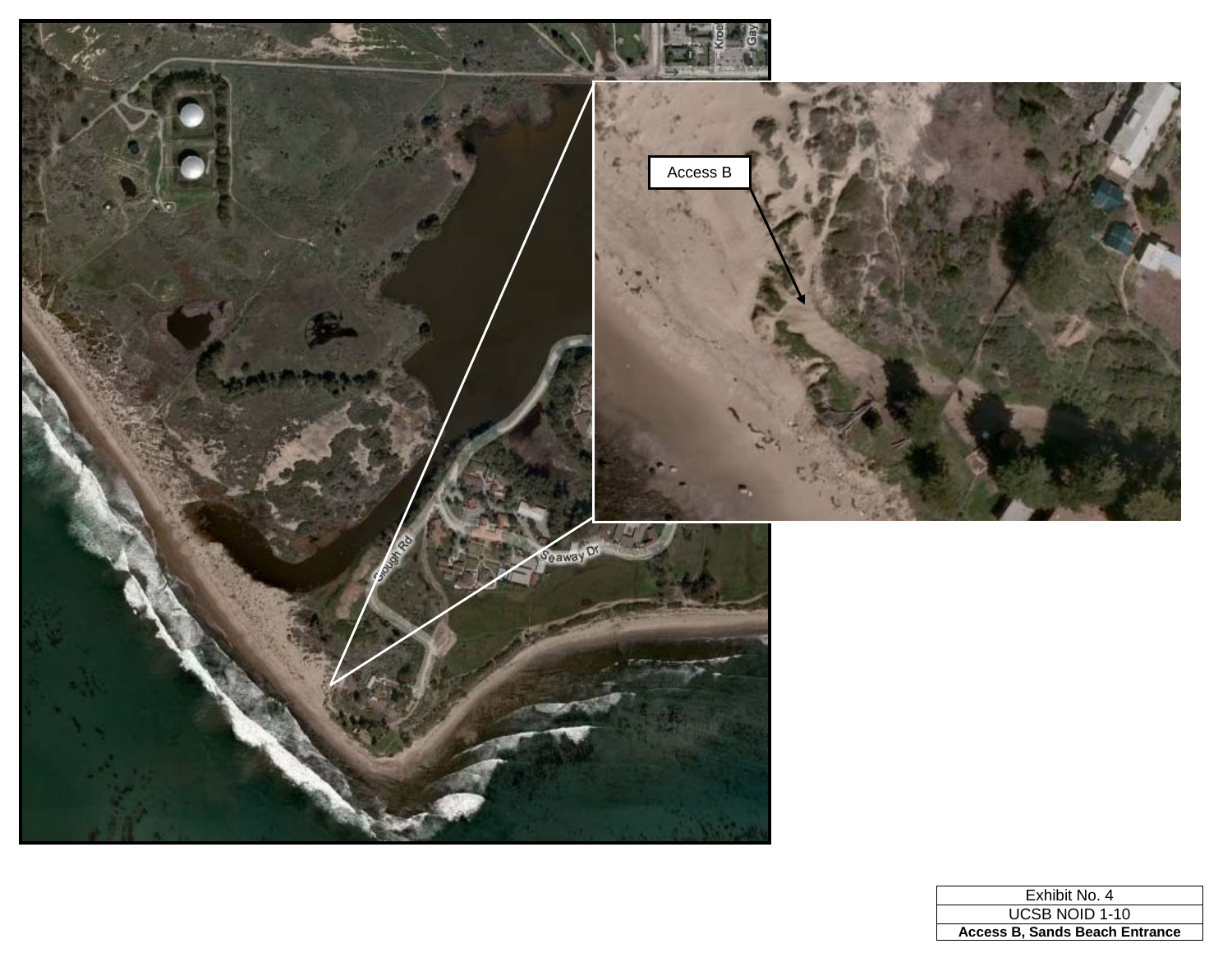Access B

| Exhibit No. 4 |
|---|
| UCSB NOID 1-10 |
| **Access B, Sands Beach Entrance** |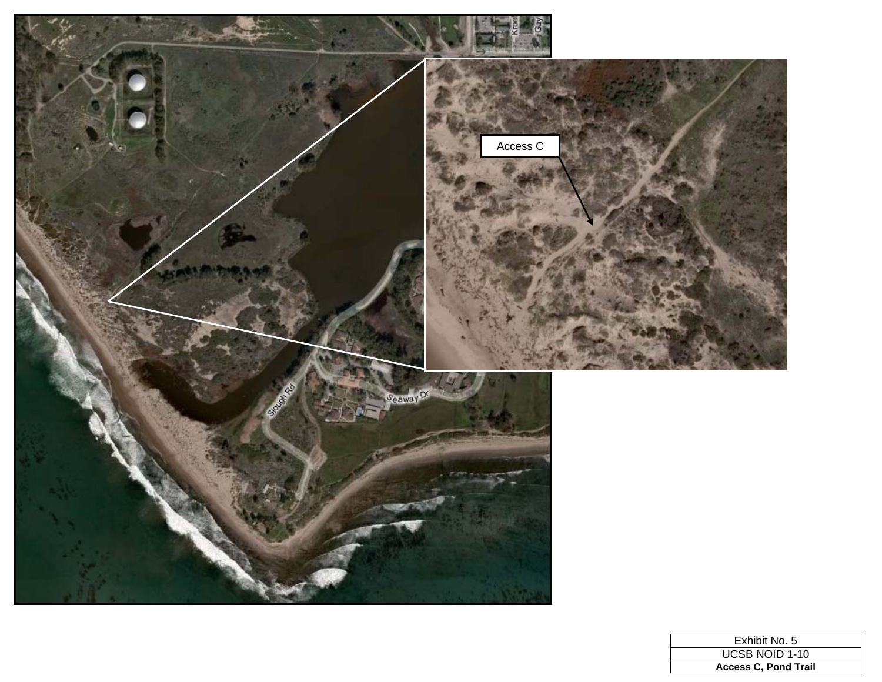Access C

| Exhibit No. 5 |
| --- |
| UCSB NOID 1-10 |
| **Access C, Pond Trail** |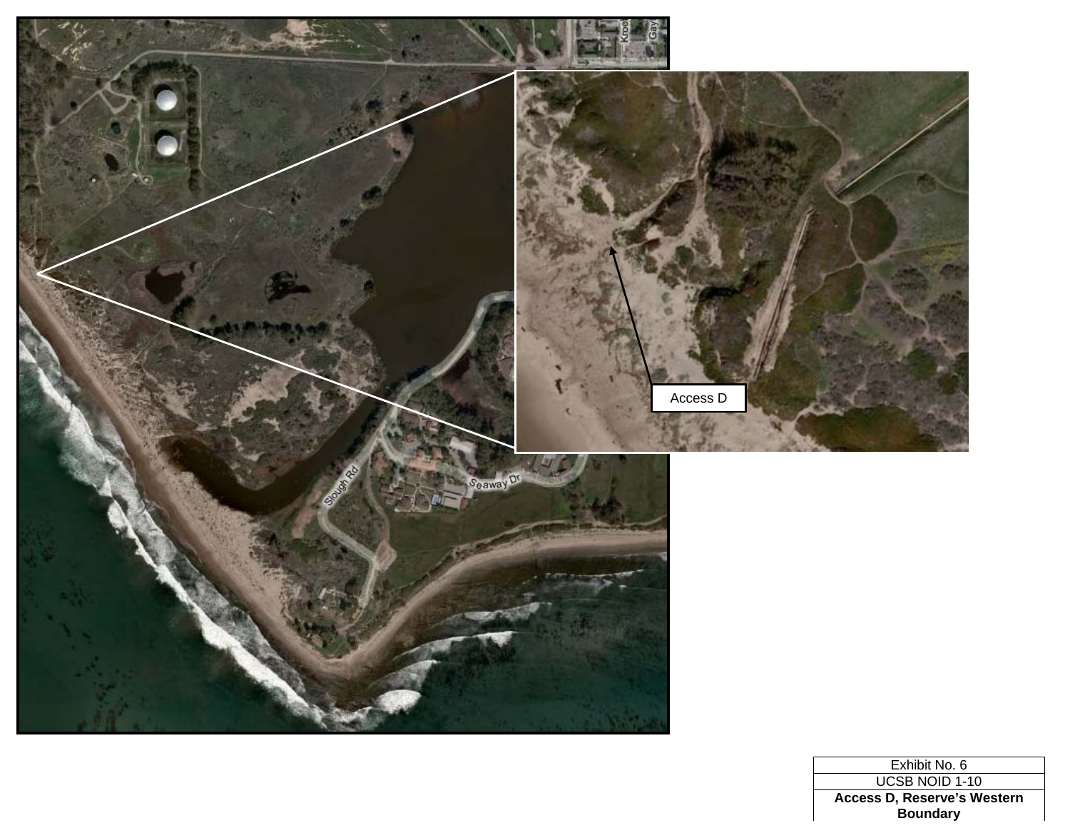Access D

| Exhibit No. 6 |
| --- |
| UCSB NOID 1-10 |
| **Access D, Reserve's Western Boundary** |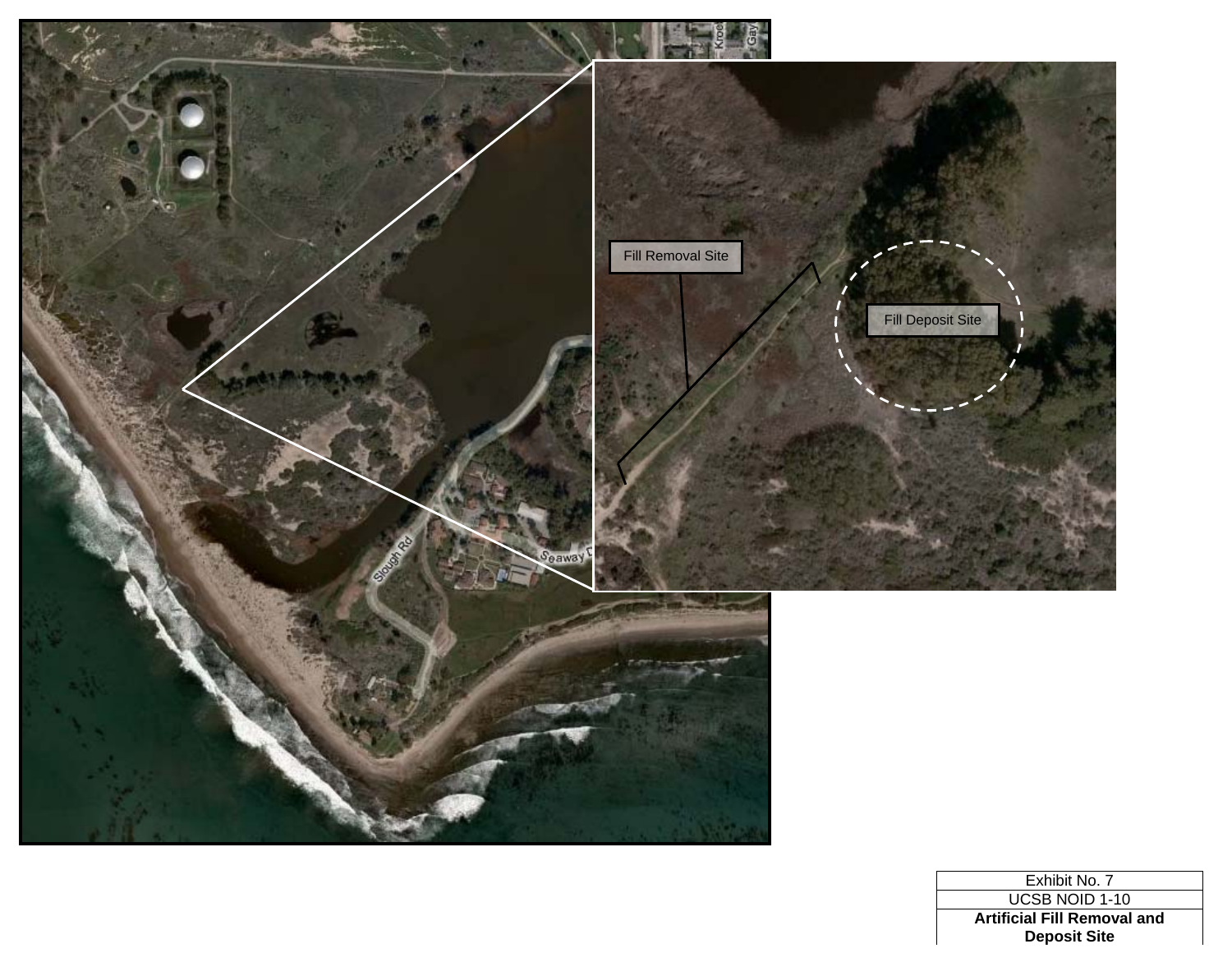Fill Removal Site

Fill Deposit Site

Slough Rd

Seaway D

Kroe

Gay

| Exhibit No. 7 |
| --- |
| UCSB NOID 1-10 |
| **Artificial Fill Removal and Deposit Site** |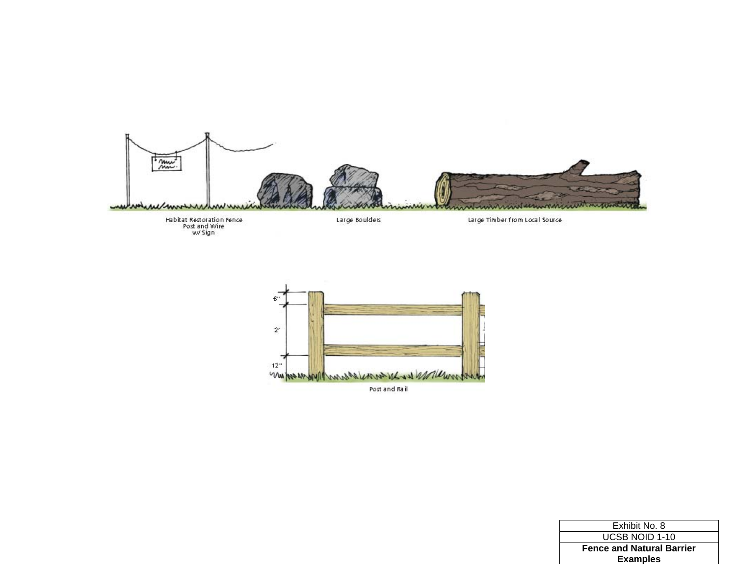Habitat Restoration Fence
Post and Wire
w/ Sign

Large Boulders

Large Timber from Local Source

6"

2'

12"

Post and Rail

| |
|---|
| Exhibit No. 8 |
| UCSB NOID 1-10 |
| **Fence and Natural Barrier Examples** |